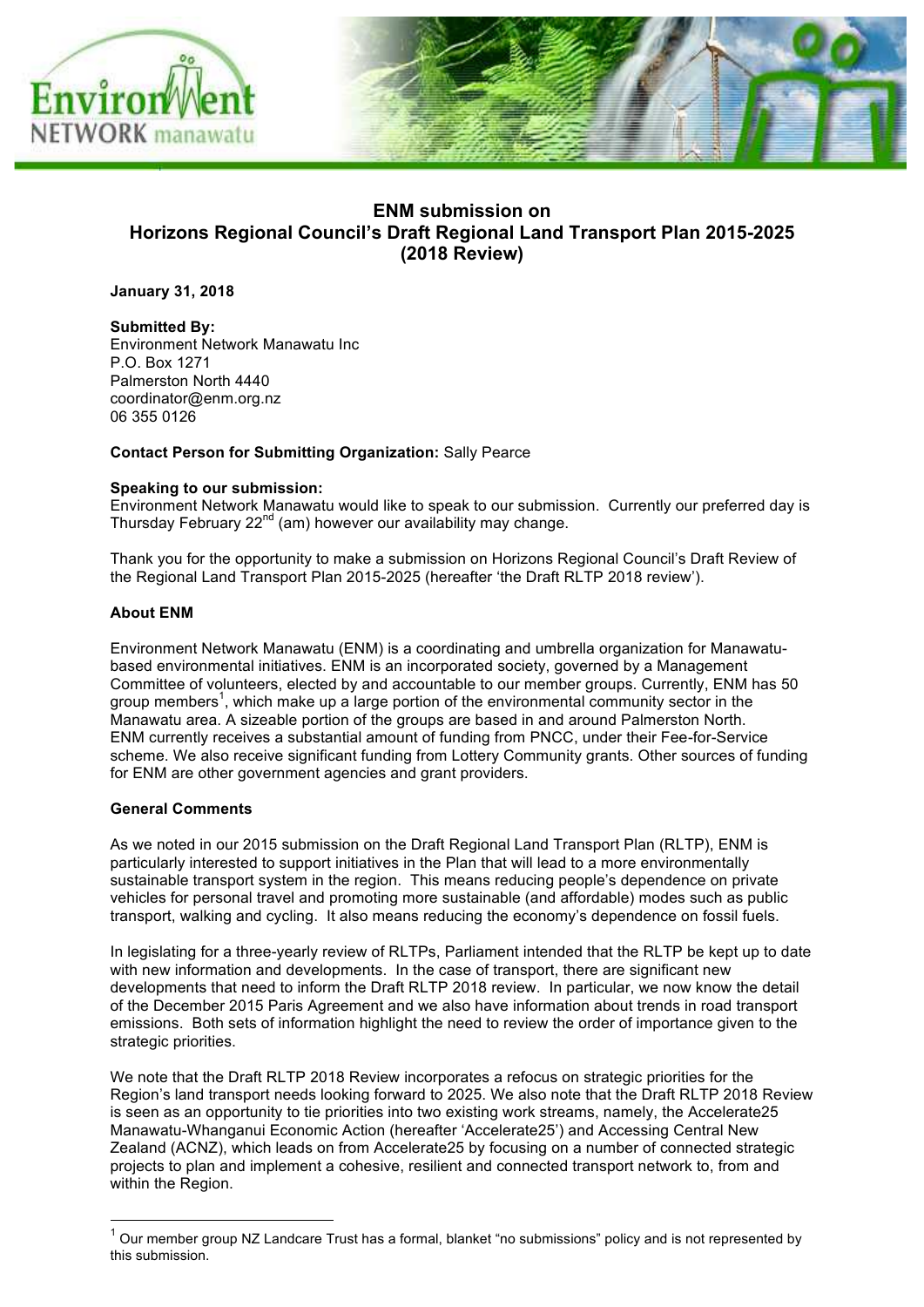# ENM submission on Horizons Regional Council's Draft Regional Land Transport Plan 2015-2025 (2018 Review)

**January 31, 2018**

**Submitted By:**
Environment Network Manawatu Inc
P.O. Box 1271
Palmerston North 4440
coordinator@enm.org.nz
06 355 0126

**Contact Person for Submitting Organization:** Sally Pearce

**Speaking to our submission:**
Environment Network Manawatu would like to speak to our submission. Currently our preferred day is Thursday February 22nd (am) however our availability may change.

Thank you for the opportunity to make a submission on Horizons Regional Council's Draft Review of the Regional Land Transport Plan 2015-2025 (hereafter 'the Draft RLTP 2018 review').

**About ENM**

Environment Network Manawatu (ENM) is a coordinating and umbrella organization for Manawatu-based environmental initiatives. ENM is an incorporated society, governed by a Management Committee of volunteers, elected by and accountable to our member groups. Currently, ENM has 50 group members[1], which make up a large portion of the environmental community sector in the Manawatu area. A sizeable portion of the groups are based in and around Palmerston North. ENM currently receives a substantial amount of funding from PNCC, under their Fee-for-Service scheme. We also receive significant funding from Lottery Community grants. Other sources of funding for ENM are other government agencies and grant providers.

**General Comments**

As we noted in our 2015 submission on the Draft Regional Land Transport Plan (RLTP), ENM is particularly interested to support initiatives in the Plan that will lead to a more environmentally sustainable transport system in the region. This means reducing people's dependence on private vehicles for personal travel and promoting more sustainable (and affordable) modes such as public transport, walking and cycling. It also means reducing the economy's dependence on fossil fuels.

In legislating for a three-yearly review of RLTPs, Parliament intended that the RLTP be kept up to date with new information and developments. In the case of transport, there are significant new developments that need to inform the Draft RLTP 2018 review. In particular, we now know the detail of the December 2015 Paris Agreement and we also have information about trends in road transport emissions. Both sets of information highlight the need to review the order of importance given to the strategic priorities.

We note that the Draft RLTP 2018 Review incorporates a refocus on strategic priorities for the Region's land transport needs looking forward to 2025. We also note that the Draft RLTP 2018 Review is seen as an opportunity to tie priorities into two existing work streams, namely, the Accelerate25 Manawatu-Whanganui Economic Action (hereafter 'Accelerate25') and Accessing Central New Zealand (ACNZ), which leads on from Accelerate25 by focusing on a number of connected strategic projects to plan and implement a cohesive, resilient and connected transport network to, from and within the Region.

[1] Our member group NZ Landcare Trust has a formal, blanket "no submissions" policy and is not represented by this submission.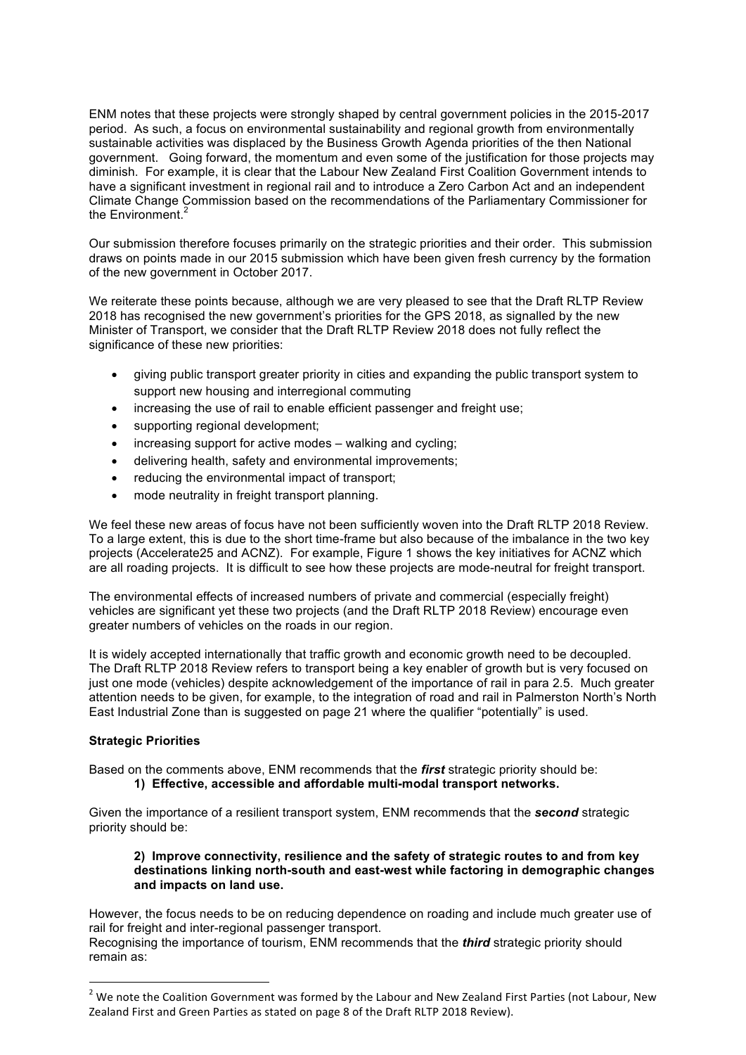ENM notes that these projects were strongly shaped by central government policies in the 2015-2017 period. As such, a focus on environmental sustainability and regional growth from environmentally sustainable activities was displaced by the Business Growth Agenda priorities of the then National government. Going forward, the momentum and even some of the justification for those projects may diminish. For example, it is clear that the Labour New Zealand First Coalition Government intends to have a significant investment in regional rail and to introduce a Zero Carbon Act and an independent Climate Change Commission based on the recommendations of the Parliamentary Commissioner for the Environment.[2]

Our submission therefore focuses primarily on the strategic priorities and their order. This submission draws on points made in our 2015 submission which have been given fresh currency by the formation of the new government in October 2017.

We reiterate these points because, although we are very pleased to see that the Draft RLTP Review 2018 has recognised the new government's priorities for the GPS 2018, as signalled by the new Minister of Transport, we consider that the Draft RLTP Review 2018 does not fully reflect the significance of these new priorities:

- giving public transport greater priority in cities and expanding the public transport system to support new housing and interregional commuting
- increasing the use of rail to enable efficient passenger and freight use;
- supporting regional development;
- increasing support for active modes – walking and cycling;
- delivering health, safety and environmental improvements;
- reducing the environmental impact of transport;
- mode neutrality in freight transport planning.

We feel these new areas of focus have not been sufficiently woven into the Draft RLTP 2018 Review. To a large extent, this is due to the short time-frame but also because of the imbalance in the two key projects (Accelerate25 and ACNZ). For example, Figure 1 shows the key initiatives for ACNZ which are all roading projects. It is difficult to see how these projects are mode-neutral for freight transport.

The environmental effects of increased numbers of private and commercial (especially freight) vehicles are significant yet these two projects (and the Draft RLTP 2018 Review) encourage even greater numbers of vehicles on the roads in our region.

It is widely accepted internationally that traffic growth and economic growth need to be decoupled. The Draft RLTP 2018 Review refers to transport being a key enabler of growth but is very focused on just one mode (vehicles) despite acknowledgement of the importance of rail in para 2.5. Much greater attention needs to be given, for example, to the integration of road and rail in Palmerston North's North East Industrial Zone than is suggested on page 21 where the qualifier "potentially" is used.

**Strategic Priorities**

Based on the comments above, ENM recommends that the ***first*** strategic priority should be:

**1) Effective, accessible and affordable multi-modal transport networks.**

Given the importance of a resilient transport system, ENM recommends that the ***second*** strategic priority should be:

**2) Improve connectivity, resilience and the safety of strategic routes to and from key destinations linking north-south and east-west while factoring in demographic changes and impacts on land use.**

However, the focus needs to be on reducing dependence on roading and include much greater use of rail for freight and inter-regional passenger transport.

Recognising the importance of tourism, ENM recommends that the ***third*** strategic priority should remain as:

---

[2] We note the Coalition Government was formed by the Labour and New Zealand First Parties (not Labour, New Zealand First and Green Parties as stated on page 8 of the Draft RLTP 2018 Review).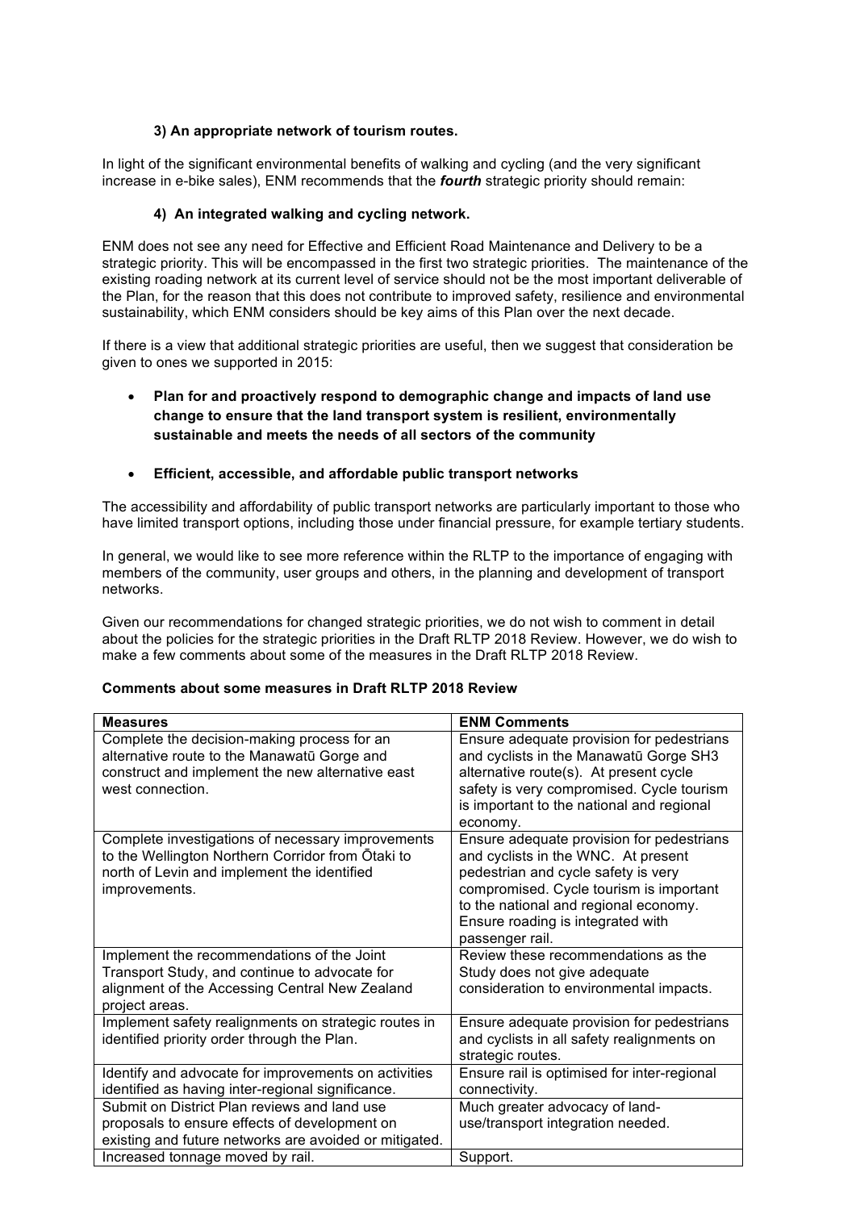**3) An appropriate network of tourism routes.**

In light of the significant environmental benefits of walking and cycling (and the very significant increase in e-bike sales), ENM recommends that the ***fourth*** strategic priority should remain:

**4) An integrated walking and cycling network.**

ENM does not see any need for Effective and Efficient Road Maintenance and Delivery to be a strategic priority. This will be encompassed in the first two strategic priorities. The maintenance of the existing roading network at its current level of service should not be the most important deliverable of the Plan, for the reason that this does not contribute to improved safety, resilience and environmental sustainability, which ENM considers should be key aims of this Plan over the next decade.

If there is a view that additional strategic priorities are useful, then we suggest that consideration be given to ones we supported in 2015:

- **Plan for and proactively respond to demographic change and impacts of land use change to ensure that the land transport system is resilient, environmentally sustainable and meets the needs of all sectors of the community**
- **Efficient, accessible, and affordable public transport networks**

The accessibility and affordability of public transport networks are particularly important to those who have limited transport options, including those under financial pressure, for example tertiary students.

In general, we would like to see more reference within the RLTP to the importance of engaging with members of the community, user groups and others, in the planning and development of transport networks.

Given our recommendations for changed strategic priorities, we do not wish to comment in detail about the policies for the strategic priorities in the Draft RLTP 2018 Review. However, we do wish to make a few comments about some of the measures in the Draft RLTP 2018 Review.

**Comments about some measures in Draft RLTP 2018 Review**

| Measures | ENM Comments |
|---|---|
| Complete the decision-making process for an alternative route to the Manawatū Gorge and construct and implement the new alternative east west connection. | Ensure adequate provision for pedestrians and cyclists in the Manawatū Gorge SH3 alternative route(s). At present cycle safety is very compromised. Cycle tourism is important to the national and regional economy. |
| Complete investigations of necessary improvements to the Wellington Northern Corridor from Ōtaki to north of Levin and implement the identified improvements. | Ensure adequate provision for pedestrians and cyclists in the WNC. At present pedestrian and cycle safety is very compromised. Cycle tourism is important to the national and regional economy. Ensure roading is integrated with passenger rail. |
| Implement the recommendations of the Joint Transport Study, and continue to advocate for alignment of the Accessing Central New Zealand project areas. | Review these recommendations as the Study does not give adequate consideration to environmental impacts. |
| Implement safety realignments on strategic routes in identified priority order through the Plan. | Ensure adequate provision for pedestrians and cyclists in all safety realignments on strategic routes. |
| Identify and advocate for improvements on activities identified as having inter-regional significance. | Ensure rail is optimised for inter-regional connectivity. |
| Submit on District Plan reviews and land use proposals to ensure effects of development on existing and future networks are avoided or mitigated. | Much greater advocacy of land-use/transport integration needed. |
| Increased tonnage moved by rail. | Support. |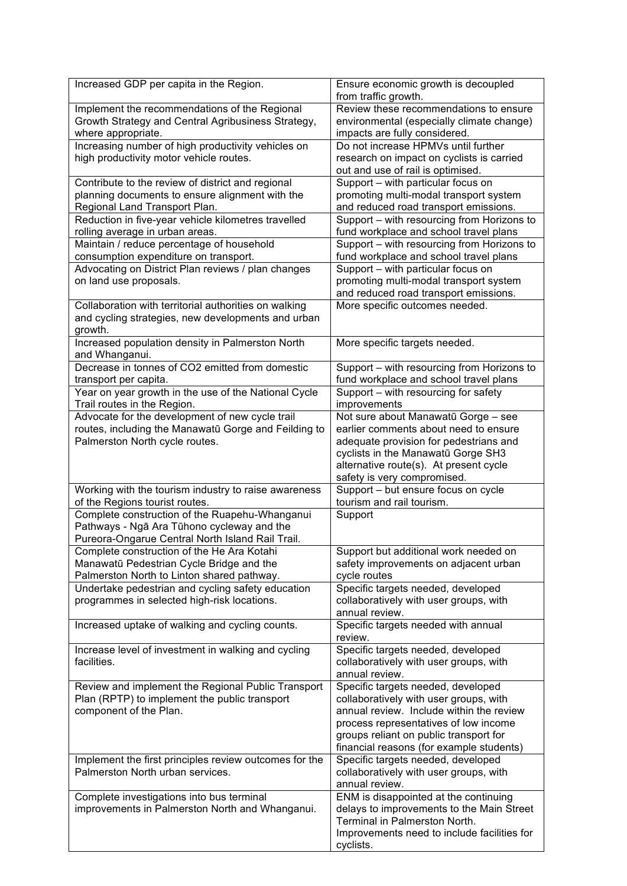| | |
|---|---|
| Increased GDP per capita in the Region. | Ensure economic growth is decoupled from traffic growth. |
| Implement the recommendations of the Regional Growth Strategy and Central Agribusiness Strategy, where appropriate. | Review these recommendations to ensure environmental (especially climate change) impacts are fully considered. |
| Increasing number of high productivity vehicles on high productivity motor vehicle routes. | Do not increase HPMVs until further research on impact on cyclists is carried out and use of rail is optimised. |
| Contribute to the review of district and regional planning documents to ensure alignment with the Regional Land Transport Plan. | Support – with particular focus on promoting multi-modal transport system and reduced road transport emissions. |
| Reduction in five-year vehicle kilometres travelled rolling average in urban areas. | Support – with resourcing from Horizons to fund workplace and school travel plans |
| Maintain / reduce percentage of household consumption expenditure on transport. | Support – with resourcing from Horizons to fund workplace and school travel plans |
| Advocating on District Plan reviews / plan changes on land use proposals. | Support – with particular focus on promoting multi-modal transport system and reduced road transport emissions. |
| Collaboration with territorial authorities on walking and cycling strategies, new developments and urban growth. | More specific outcomes needed. |
| Increased population density in Palmerston North and Whanganui. | More specific targets needed. |
| Decrease in tonnes of $CO_2$ emitted from domestic transport per capita. | Support – with resourcing from Horizons to fund workplace and school travel plans |
| Year on year growth in the use of the National Cycle Trail routes in the Region. | Support – with resourcing for safety improvements |
| Advocate for the development of new cycle trail routes, including the Manawatū Gorge and Feilding to Palmerston North cycle routes. | Not sure about Manawatū Gorge – see earlier comments about need to ensure adequate provision for pedestrians and cyclists in the Manawatū Gorge SH3 alternative route(s). At present cycle safety is very compromised. |
| Working with the tourism industry to raise awareness of the Regions tourist routes. | Support – but ensure focus on cycle tourism and rail tourism. |
| Complete construction of the Ruapehu-Whanganui Pathways - Ngā Ara Tūhono cycleway and the Pureora-Ongarue Central North Island Rail Trail. | Support |
| Complete construction of the He Ara Kotahi Manawatū Pedestrian Cycle Bridge and the Palmerston North to Linton shared pathway. | Support but additional work needed on safety improvements on adjacent urban cycle routes |
| Undertake pedestrian and cycling safety education programmes in selected high-risk locations. | Specific targets needed, developed collaboratively with user groups, with annual review. |
| Increased uptake of walking and cycling counts. | Specific targets needed with annual review. |
| Increase level of investment in walking and cycling facilities. | Specific targets needed, developed collaboratively with user groups, with annual review. |
| Review and implement the Regional Public Transport Plan (RPTP) to implement the public transport component of the Plan. | Specific targets needed, developed collaboratively with user groups, with annual review. Include within the review process representatives of low income groups reliant on public transport for financial reasons (for example students) |
| Implement the first principles review outcomes for the Palmerston North urban services. | Specific targets needed, developed collaboratively with user groups, with annual review. |
| Complete investigations into bus terminal improvements in Palmerston North and Whanganui. | ENM is disappointed at the continuing delays to improvements to the Main Street Terminal in Palmerston North. Improvements need to include facilities for cyclists. |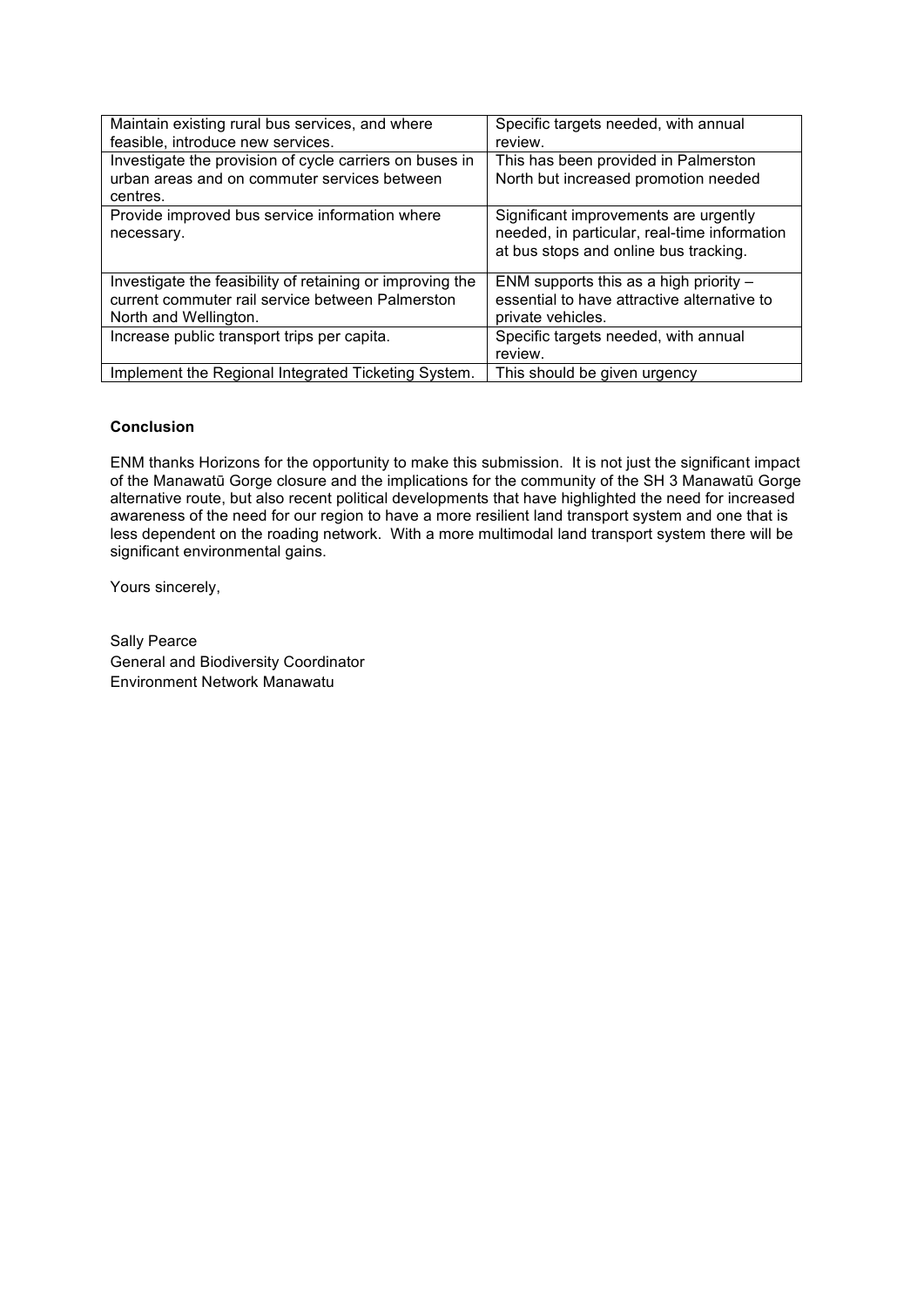| | |
|---|---|
| Maintain existing rural bus services, and where feasible, introduce new services. | Specific targets needed, with annual review. |
| Investigate the provision of cycle carriers on buses in urban areas and on commuter services between centres. | This has been provided in Palmerston North but increased promotion needed |
| Provide improved bus service information where necessary. | Significant improvements are urgently needed, in particular, real-time information at bus stops and online bus tracking. |
| Investigate the feasibility of retaining or improving the current commuter rail service between Palmerston North and Wellington. | ENM supports this as a high priority – essential to have attractive alternative to private vehicles. |
| Increase public transport trips per capita. | Specific targets needed, with annual review. |
| Implement the Regional Integrated Ticketing System. | This should be given urgency |

**Conclusion**

ENM thanks Horizons for the opportunity to make this submission. It is not just the significant impact of the Manawatū Gorge closure and the implications for the community of the SH 3 Manawatū Gorge alternative route, but also recent political developments that have highlighted the need for increased awareness of the need for our region to have a more resilient land transport system and one that is less dependent on the roading network. With a more multimodal land transport system there will be significant environmental gains.

Yours sincerely,

Sally Pearce
General and Biodiversity Coordinator
Environment Network Manawatu